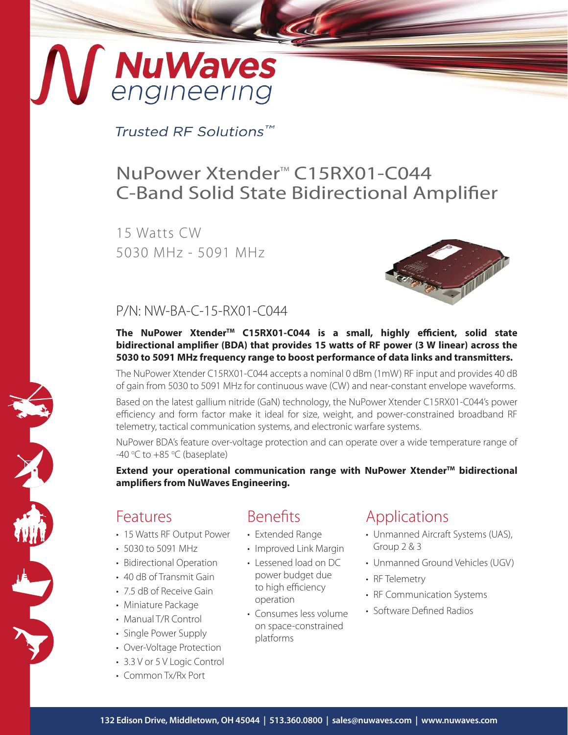NuWaves engineering

*Trusted RF Solutions™*

# NuPower Xtender™ C15RX01-C044 C-Band Solid State Bidirectional Amplifier

15 Watts CW
5030 MHz - 5091 MHz

P/N: NW-BA-C-15-RX01-C044

**The NuPower Xtender™ C15RX01-C044 is a small, highly efficient, solid state bidirectional amplifier (BDA) that provides 15 watts of RF power (3 W linear) across the 5030 to 5091 MHz frequency range to boost performance of data links and transmitters.**

The NuPower Xtender C15RX01-C044 accepts a nominal 0 dBm (1mW) RF input and provides 40 dB of gain from 5030 to 5091 MHz for continuous wave (CW) and near-constant envelope waveforms.

Based on the latest gallium nitride (GaN) technology, the NuPower Xtender C15RX01-C044's power efficiency and form factor make it ideal for size, weight, and power-constrained broadband RF telemetry, tactical communication systems, and electronic warfare systems.

NuPower BDA's feature over-voltage protection and can operate over a wide temperature range of -40 °C to +85 °C (baseplate)

**Extend your operational communication range with NuPower Xtender™ bidirectional amplifiers from NuWaves Engineering.**

## Features

- 15 Watts RF Output Power
- 5030 to 5091 MHz
- Bidirectional Operation
- 40 dB of Transmit Gain
- 7.5 dB of Receive Gain
- Miniature Package
- Manual T/R Control
- Single Power Supply
- Over-Voltage Protection
- 3.3 V or 5 V Logic Control
- Common Tx/Rx Port

## Benefits

- Extended Range
- Improved Link Margin
- Lessened load on DC power budget due to high efficiency operation
- Consumes less volume on space-constrained platforms

## Applications

- Unmanned Aircraft Systems (UAS), Group 2 & 3
- Unmanned Ground Vehicles (UGV)
- RF Telemetry
- RF Communication Systems
- Software Defined Radios

**132 Edison Drive, Middletown, OH 45044 | 513.360.0800 | sales@nuwaves.com | www.nuwaves.com**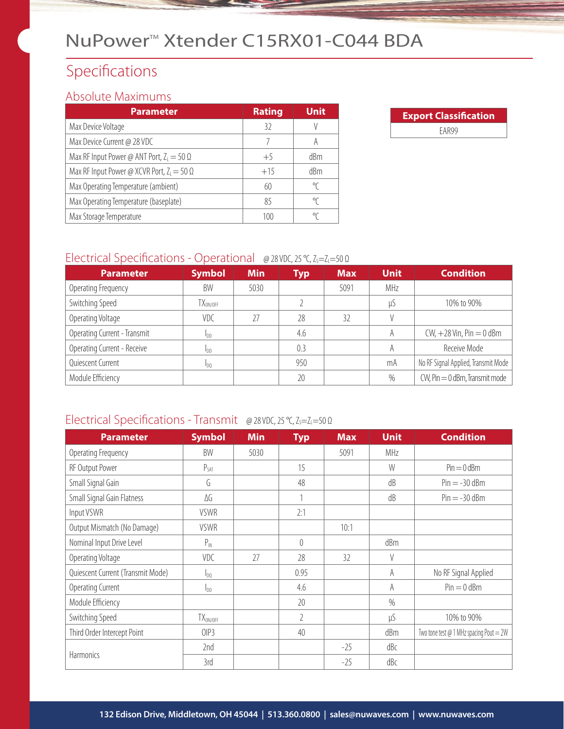# NuPower™ Xtender C15RX01-C044 BDA

## Specifications

### Absolute Maximums

| Parameter | Rating | Unit |
|---|---|---|
| Max Device Voltage | 32 | V |
| Max Device Current @ 28 VDC | 7 | A |
| Max RF Input Power @ ANT Port, $Z_L = 50\ \Omega$ | +5 | dBm |
| Max RF Input Power @ XCVR Port, $Z_L = 50\ \Omega$ | +15 | dBm |
| Max Operating Temperature (ambient) | 60 | °C |
| Max Operating Temperature (baseplate) | 85 | °C |
| Max Storage Temperature | 100 | °C |

| Export Classification |
|---|
| EAR99 |

### Electrical Specifications - Operational @ 28 VDC, 25 °C, $Z_S=Z_L=50\ \Omega$

| Parameter | Symbol | Min | Typ | Max | Unit | Condition |
|---|---|---|---|---|---|---|
| Operating Frequency | BW | 5030 | | 5091 | MHz | |
| Switching Speed | $TX_{ON/OFF}$ | | 2 | | µS | 10% to 90% |
| Operating Voltage | VDC | 27 | 28 | 32 | V | |
| Operating Current - Transmit | $I_{DD}$ | | 4.6 | | A | CW, +28 Vin, Pin = 0 dBm |
| Operating Current - Receive | $I_{DD}$ | | 0.3 | | A | Receive Mode |
| Quiescent Current | $I_{DQ}$ | | 950 | | mA | No RF Signal Applied, Transmit Mode |
| Module Efficiency | | | 20 | | % | CW, Pin = 0 dBm, Transmit mode |

### Electrical Specifications - Transmit @ 28 VDC, 25 °C, $Z_S=Z_L=50\ \Omega$

| Parameter | Symbol | Min | Typ | Max | Unit | Condition |
|---|---|---|---|---|---|---|
| Operating Frequency | BW | 5030 | | 5091 | MHz | |
| RF Output Power | $P_{SAT}$ | | 15 | | W | Pin = 0 dBm |
| Small Signal Gain | G | | 48 | | dB | Pin = -30 dBm |
| Small Signal Gain Flatness | ΔG | | 1 | | dB | Pin = -30 dBm |
| Input VSWR | VSWR | | 2:1 | | | |
| Output Mismatch (No Damage) | VSWR | | | 10:1 | | |
| Nominal Input Drive Level | $P_{IN}$ | | 0 | | dBm | |
| Operating Voltage | VDC | 27 | 28 | 32 | V | |
| Quiescent Current (Transmit Mode) | $I_{DQ}$ | | 0.95 | | A | No RF Signal Applied |
| Operating Current | $I_{DD}$ | | 4.6 | | A | Pin = 0 dBm |
| Module Efficiency | | | 20 | | % | |
| Switching Speed | $TX_{ON/OFF}$ | | 2 | | µS | 10% to 90% |
| Third Order Intercept Point | OIP3 | | 40 | | dBm | Two tone test @ 1 MHz spacing Pout = 2W |
| Harmonics | 2nd | | | -25 | dBc | |
| | 3rd | | | -25 | dBc | |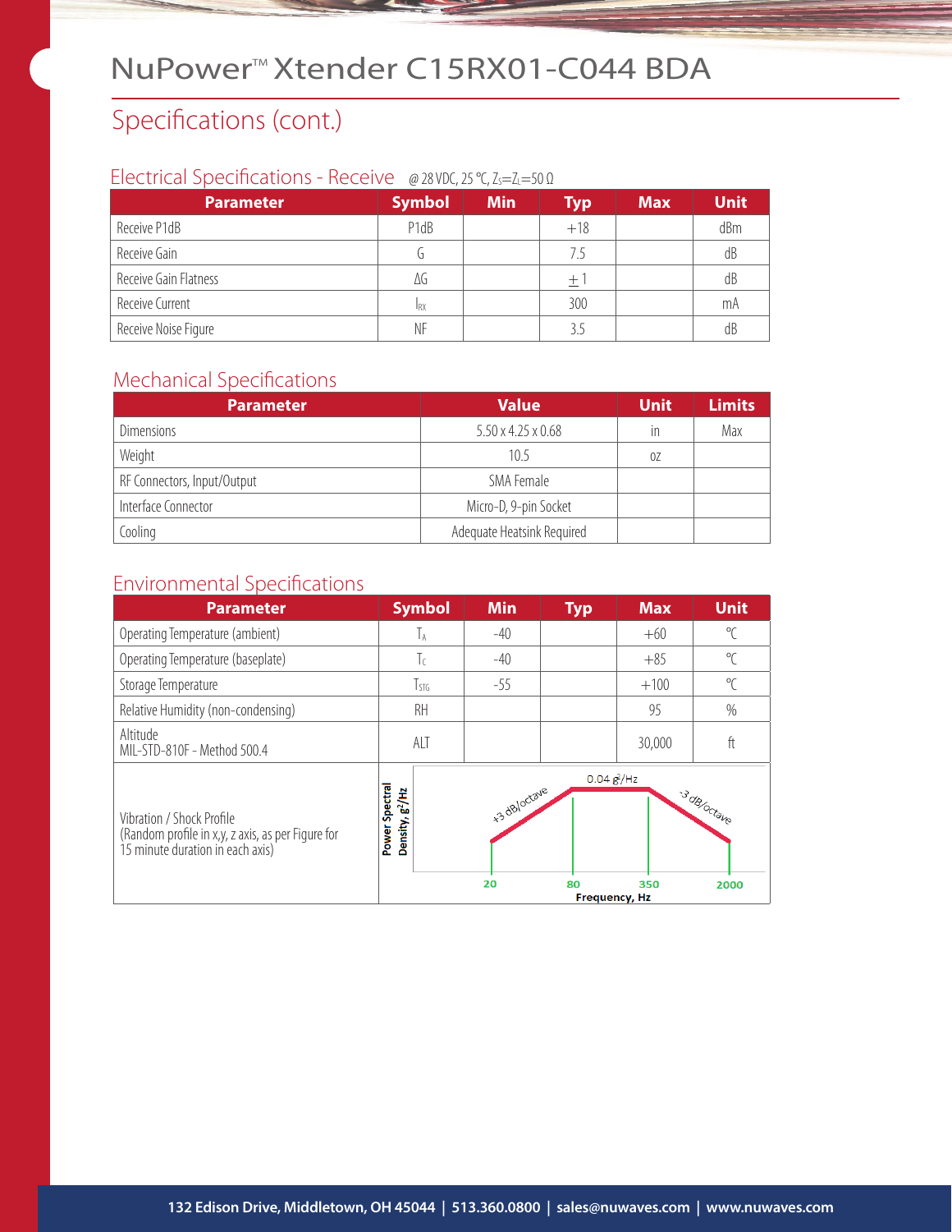# NuPower™ Xtender C15RX01-C044 BDA

## Specifications (cont.)

### Electrical Specifications - Receive @ 28 VDC, 25 °C, $Z_S=Z_L=50\ \Omega$

| Parameter | Symbol | Min | Typ | Max | Unit |
|---|---|---|---|---|---|
| Receive P1dB | P1dB | | +18 | | dBm |
| Receive Gain | G | | 7.5 | | dB |
| Receive Gain Flatness | ΔG | | ±1 | | dB |
| Receive Current | $I_{RX}$ | | 300 | | mA |
| Receive Noise Figure | NF | | 3.5 | | dB |

### Mechanical Specifications

| Parameter | Value | Unit | Limits |
|---|---|---|---|
| Dimensions | 5.50 x 4.25 x 0.68 | in | Max |
| Weight | 10.5 | oz | |
| RF Connectors, Input/Output | SMA Female | | |
| Interface Connector | Micro-D, 9-pin Socket | | |
| Cooling | Adequate Heatsink Required | | |

### Environmental Specifications

| Parameter | Symbol | Min | Typ | Max | Unit |
|---|---|---|---|---|---|
| Operating Temperature (ambient) | $T_A$ | -40 | | +60 | ℃ |
| Operating Temperature (baseplate) | $T_C$ | -40 | | +85 | ℃ |
| Storage Temperature | $T_{STG}$ | -55 | | +100 | ℃ |
| Relative Humidity (non-condensing) | RH | | | 95 | % |
| Altitude MIL-STD-810F - Method 500.4 | ALT | | | 30,000 | ft |
| Vibration / Shock Profile (Random profile in x,y, z axis, as per Figure for 15 minute duration in each axis) | Power Spectral Density, $g^2$/Hz vs. Frequency, Hz: +3 dB/octave from 20 to 80 Hz; 0.04 $g^2$/Hz from 80 to 350 Hz; -3 dB/octave from 350 to 2000 Hz | | | | |

132 Edison Drive, Middletown, OH 45044 | 513.360.0800 | sales@nuwaves.com | www.nuwaves.com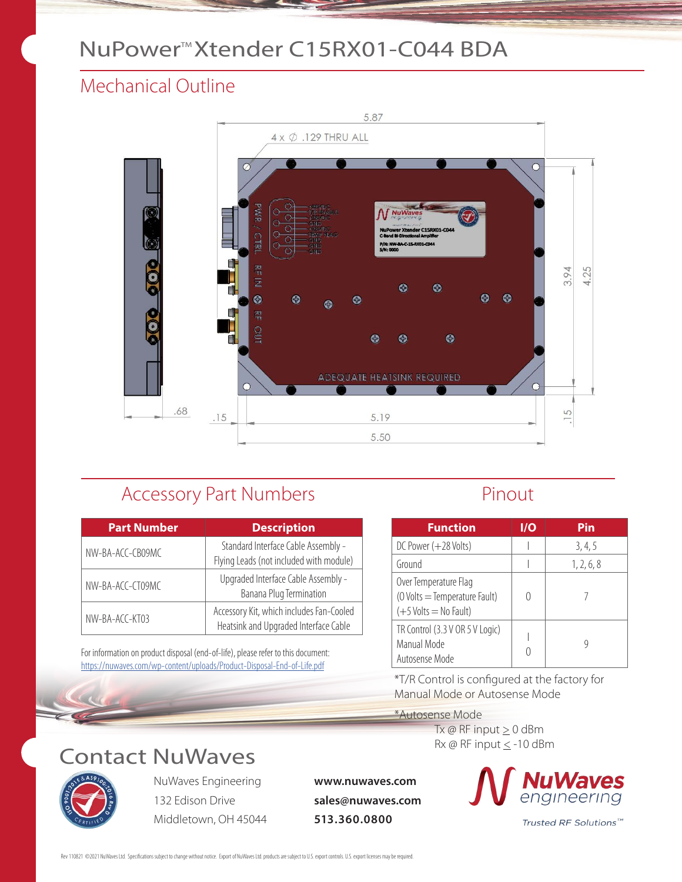# NuPower™ Xtender C15RX01-C044 BDA

## Mechanical Outline

5.87

4 x ∅ .129 THRU ALL

PWR / CTRL

RF IN

RF OUT

ADEQUATE HEATSINK REQUIRED

3.94

4.25

.68

.15

5.19

5.50

.15

## Accessory Part Numbers

| Part Number | Description |
|---|---|
| NW-BA-ACC-CB09MC | Standard Interface Cable Assembly - Flying Leads (not included with module) |
| NW-BA-ACC-CT09MC | Upgraded Interface Cable Assembly - Banana Plug Termination |
| NW-BA-ACC-KT03 | Accessory Kit, which includes Fan-Cooled Heatsink and Upgraded Interface Cable |

For information on product disposal (end-of-life), please refer to this document:
https://nuwaves.com/wp-content/uploads/Product-Disposal-End-of-Life.pdf

## Pinout

| Function | I/O | Pin |
|---|---|---|
| DC Power (+28 Volts) | I | 3, 4, 5 |
| Ground | I | 1, 2, 6, 8 |
| Over Temperature Flag (0 Volts = Temperature Fault) (+5 Volts = No Fault) | O | 7 |
| TR Control (3.3 V OR 5 V Logic) Manual Mode Autosense Mode | I O | 9 |

*T/R Control is configured at the factory for Manual Mode or Autosense Mode

*Autosense Mode
Tx @ RF input ≥ 0 dBm
Rx @ RF input ≤ -10 dBm

## Contact NuWaves

NuWaves Engineering
132 Edison Drive
Middletown, OH 45044

**www.nuwaves.com**
**sales@nuwaves.com**
**513.360.0800**

NuWaves engineering
Trusted RF Solutions™

Rev 110821 ©2021 NuWaves Ltd. Specifications subject to change without notice. Export of NuWaves Ltd. products are subject to U.S. export controls. U.S. export licenses may be required.